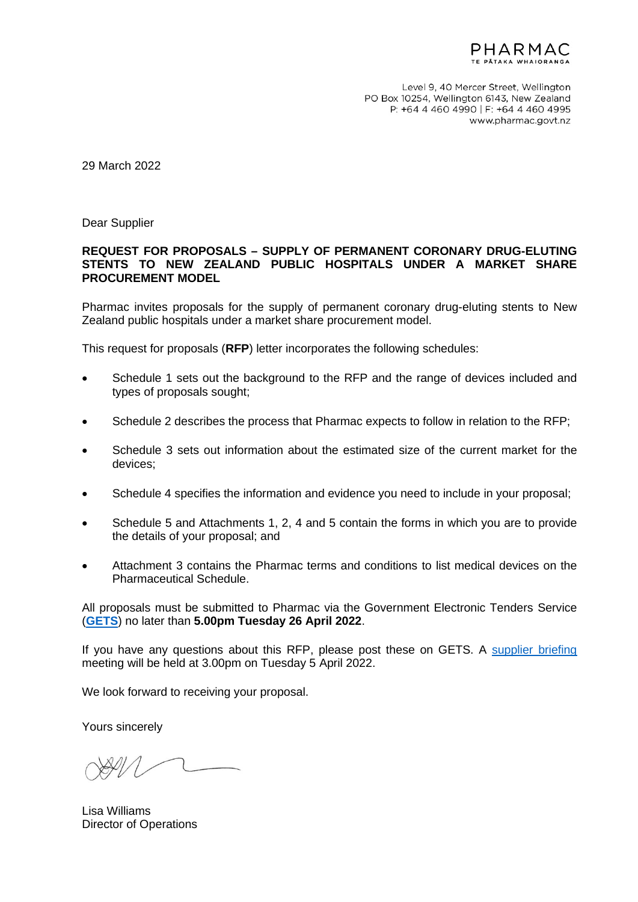PHARMAC
TE PĀTAKA WHAIORANGA

Level 9, 40 Mercer Street, Wellington
PO Box 10254, Wellington 6143, New Zealand
P: +64 4 460 4990 | F: +64 4 460 4995
www.pharmac.govt.nz

29 March 2022

Dear Supplier

**REQUEST FOR PROPOSALS – SUPPLY OF PERMANENT CORONARY DRUG-ELUTING STENTS TO NEW ZEALAND PUBLIC HOSPITALS UNDER A MARKET SHARE PROCUREMENT MODEL**

Pharmac invites proposals for the supply of permanent coronary drug-eluting stents to New Zealand public hospitals under a market share procurement model.

This request for proposals (**RFP**) letter incorporates the following schedules:

- Schedule 1 sets out the background to the RFP and the range of devices included and types of proposals sought;
- Schedule 2 describes the process that Pharmac expects to follow in relation to the RFP;
- Schedule 3 sets out information about the estimated size of the current market for the devices;
- Schedule 4 specifies the information and evidence you need to include in your proposal;
- Schedule 5 and Attachments 1, 2, 4 and 5 contain the forms in which you are to provide the details of your proposal; and
- Attachment 3 contains the Pharmac terms and conditions to list medical devices on the Pharmaceutical Schedule.

All proposals must be submitted to Pharmac via the Government Electronic Tenders Service (**GETS**) no later than **5.00pm Tuesday 26 April 2022**.

If you have any questions about this RFP, please post these on GETS. A supplier briefing meeting will be held at 3.00pm on Tuesday 5 April 2022.

We look forward to receiving your proposal.

Yours sincerely

Lisa Williams
Director of Operations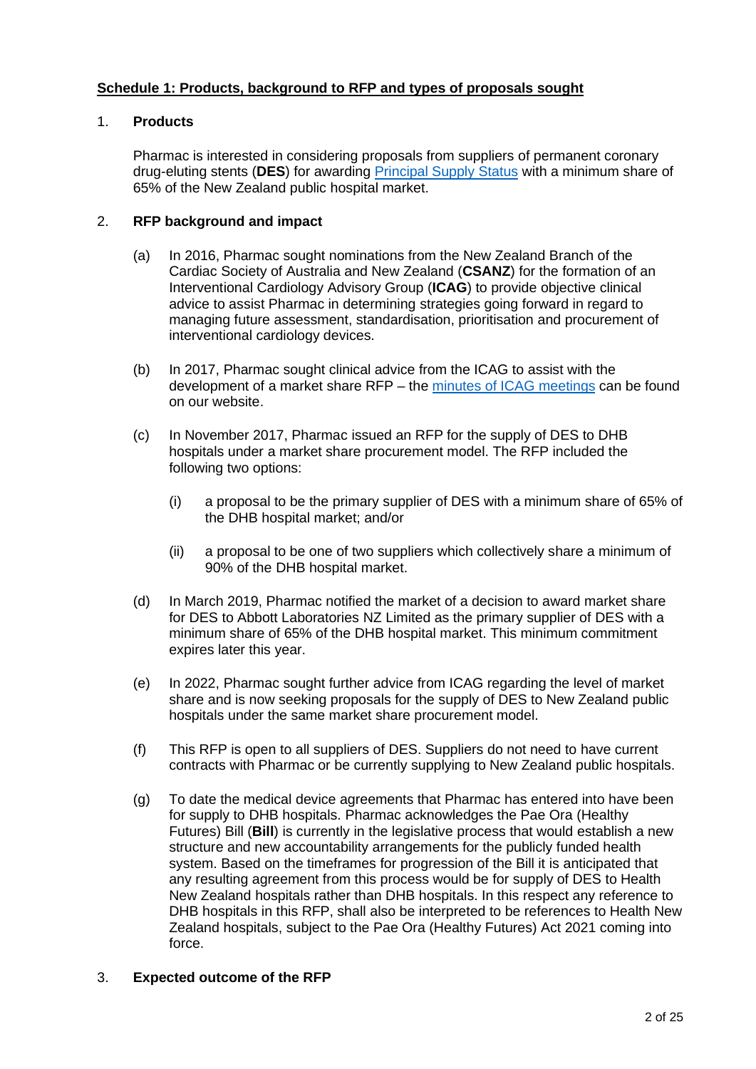**Schedule 1: Products, background to RFP and types of proposals sought**

1. **Products**

   Pharmac is interested in considering proposals from suppliers of permanent coronary drug-eluting stents (**DES**) for awarding Principal Supply Status with a minimum share of 65% of the New Zealand public hospital market.

2. **RFP background and impact**

   (a) In 2016, Pharmac sought nominations from the New Zealand Branch of the Cardiac Society of Australia and New Zealand (**CSANZ**) for the formation of an Interventional Cardiology Advisory Group (**ICAG**) to provide objective clinical advice to assist Pharmac in determining strategies going forward in regard to managing future assessment, standardisation, prioritisation and procurement of interventional cardiology devices.

   (b) In 2017, Pharmac sought clinical advice from the ICAG to assist with the development of a market share RFP – the minutes of ICAG meetings can be found on our website.

   (c) In November 2017, Pharmac issued an RFP for the supply of DES to DHB hospitals under a market share procurement model. The RFP included the following two options:

      (i) a proposal to be the primary supplier of DES with a minimum share of 65% of the DHB hospital market; and/or

      (ii) a proposal to be one of two suppliers which collectively share a minimum of 90% of the DHB hospital market.

   (d) In March 2019, Pharmac notified the market of a decision to award market share for DES to Abbott Laboratories NZ Limited as the primary supplier of DES with a minimum share of 65% of the DHB hospital market. This minimum commitment expires later this year.

   (e) In 2022, Pharmac sought further advice from ICAG regarding the level of market share and is now seeking proposals for the supply of DES to New Zealand public hospitals under the same market share procurement model.

   (f) This RFP is open to all suppliers of DES. Suppliers do not need to have current contracts with Pharmac or be currently supplying to New Zealand public hospitals.

   (g) To date the medical device agreements that Pharmac has entered into have been for supply to DHB hospitals. Pharmac acknowledges the Pae Ora (Healthy Futures) Bill (**Bill**) is currently in the legislative process that would establish a new structure and new accountability arrangements for the publicly funded health system. Based on the timeframes for progression of the Bill it is anticipated that any resulting agreement from this process would be for supply of DES to Health New Zealand hospitals rather than DHB hospitals. In this respect any reference to DHB hospitals in this RFP, shall also be interpreted to be references to Health New Zealand hospitals, subject to the Pae Ora (Healthy Futures) Act 2021 coming into force.

3. **Expected outcome of the RFP**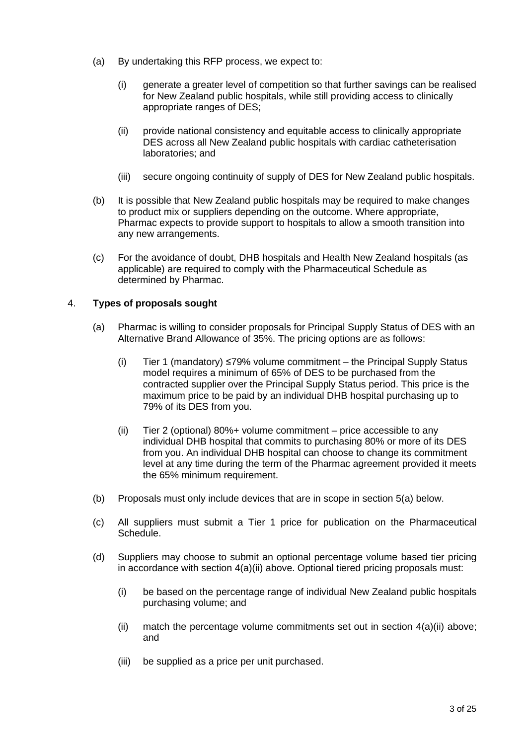(a) By undertaking this RFP process, we expect to:

   (i) generate a greater level of competition so that further savings can be realised for New Zealand public hospitals, while still providing access to clinically appropriate ranges of DES;

   (ii) provide national consistency and equitable access to clinically appropriate DES across all New Zealand public hospitals with cardiac catheterisation laboratories; and

   (iii) secure ongoing continuity of supply of DES for New Zealand public hospitals.

(b) It is possible that New Zealand public hospitals may be required to make changes to product mix or suppliers depending on the outcome. Where appropriate, Pharmac expects to provide support to hospitals to allow a smooth transition into any new arrangements.

(c) For the avoidance of doubt, DHB hospitals and Health New Zealand hospitals (as applicable) are required to comply with the Pharmaceutical Schedule as determined by Pharmac.

4. **Types of proposals sought**

(a) Pharmac is willing to consider proposals for Principal Supply Status of DES with an Alternative Brand Allowance of 35%. The pricing options are as follows:

   (i) Tier 1 (mandatory) ≤79% volume commitment – the Principal Supply Status model requires a minimum of 65% of DES to be purchased from the contracted supplier over the Principal Supply Status period. This price is the maximum price to be paid by an individual DHB hospital purchasing up to 79% of its DES from you.

   (ii) Tier 2 (optional) 80%+ volume commitment – price accessible to any individual DHB hospital that commits to purchasing 80% or more of its DES from you. An individual DHB hospital can choose to change its commitment level at any time during the term of the Pharmac agreement provided it meets the 65% minimum requirement.

(b) Proposals must only include devices that are in scope in section 5(a) below.

(c) All suppliers must submit a Tier 1 price for publication on the Pharmaceutical Schedule.

(d) Suppliers may choose to submit an optional percentage volume based tier pricing in accordance with section 4(a)(ii) above. Optional tiered pricing proposals must:

   (i) be based on the percentage range of individual New Zealand public hospitals purchasing volume; and

   (ii) match the percentage volume commitments set out in section 4(a)(ii) above; and

   (iii) be supplied as a price per unit purchased.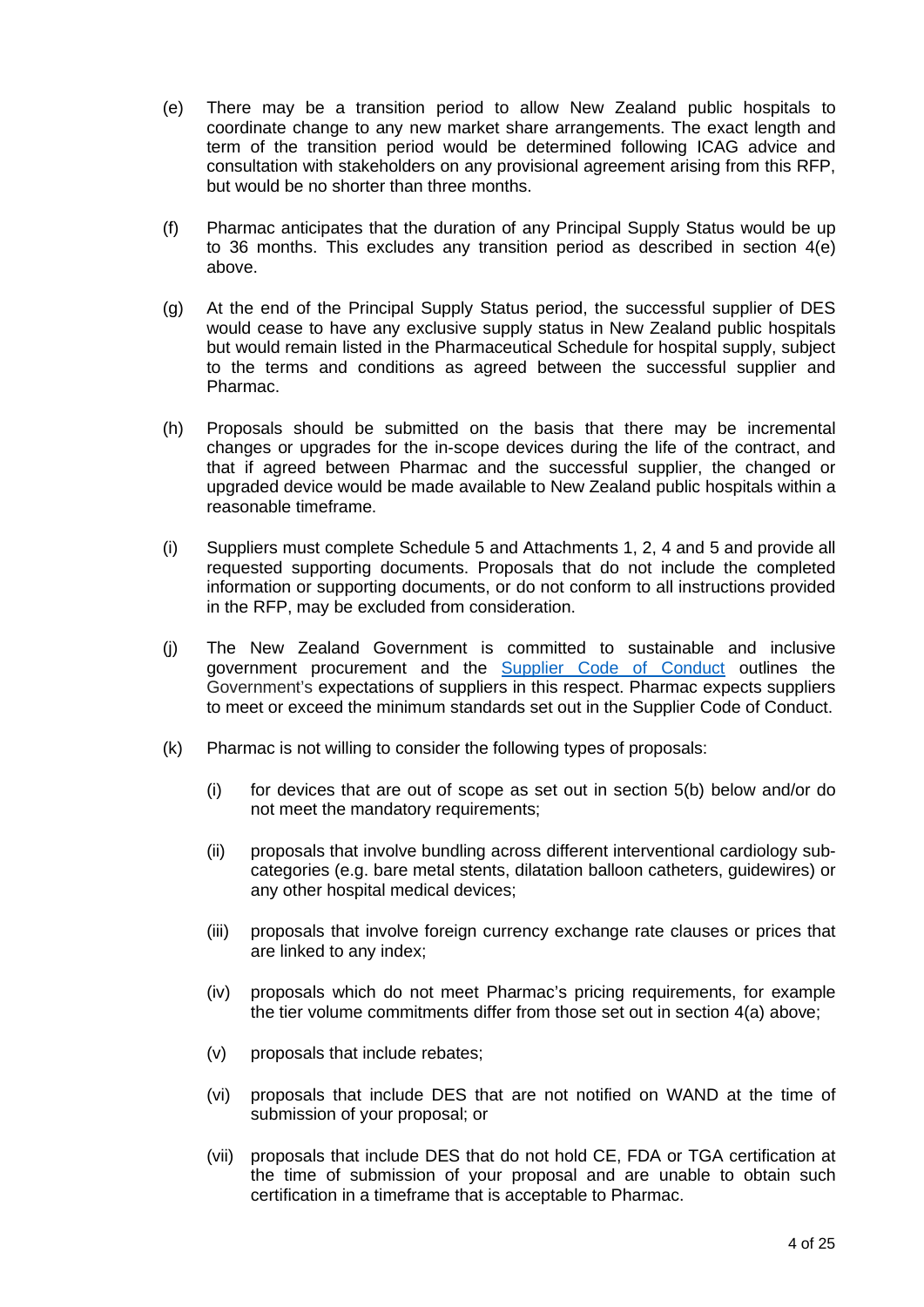(e) There may be a transition period to allow New Zealand public hospitals to coordinate change to any new market share arrangements. The exact length and term of the transition period would be determined following ICAG advice and consultation with stakeholders on any provisional agreement arising from this RFP, but would be no shorter than three months.

(f) Pharmac anticipates that the duration of any Principal Supply Status would be up to 36 months. This excludes any transition period as described in section 4(e) above.

(g) At the end of the Principal Supply Status period, the successful supplier of DES would cease to have any exclusive supply status in New Zealand public hospitals but would remain listed in the Pharmaceutical Schedule for hospital supply, subject to the terms and conditions as agreed between the successful supplier and Pharmac.

(h) Proposals should be submitted on the basis that there may be incremental changes or upgrades for the in-scope devices during the life of the contract, and that if agreed between Pharmac and the successful supplier, the changed or upgraded device would be made available to New Zealand public hospitals within a reasonable timeframe.

(i) Suppliers must complete Schedule 5 and Attachments 1, 2, 4 and 5 and provide all requested supporting documents. Proposals that do not include the completed information or supporting documents, or do not conform to all instructions provided in the RFP, may be excluded from consideration.

(j) The New Zealand Government is committed to sustainable and inclusive government procurement and the [Supplier Code of Conduct] outlines the Government's expectations of suppliers in this respect. Pharmac expects suppliers to meet or exceed the minimum standards set out in the Supplier Code of Conduct.

(k) Pharmac is not willing to consider the following types of proposals:

   (i) for devices that are out of scope as set out in section 5(b) below and/or do not meet the mandatory requirements;

   (ii) proposals that involve bundling across different interventional cardiology sub-categories (e.g. bare metal stents, dilatation balloon catheters, guidewires) or any other hospital medical devices;

   (iii) proposals that involve foreign currency exchange rate clauses or prices that are linked to any index;

   (iv) proposals which do not meet Pharmac's pricing requirements, for example the tier volume commitments differ from those set out in section 4(a) above;

   (v) proposals that include rebates;

   (vi) proposals that include DES that are not notified on WAND at the time of submission of your proposal; or

   (vii) proposals that include DES that do not hold CE, FDA or TGA certification at the time of submission of your proposal and are unable to obtain such certification in a timeframe that is acceptable to Pharmac.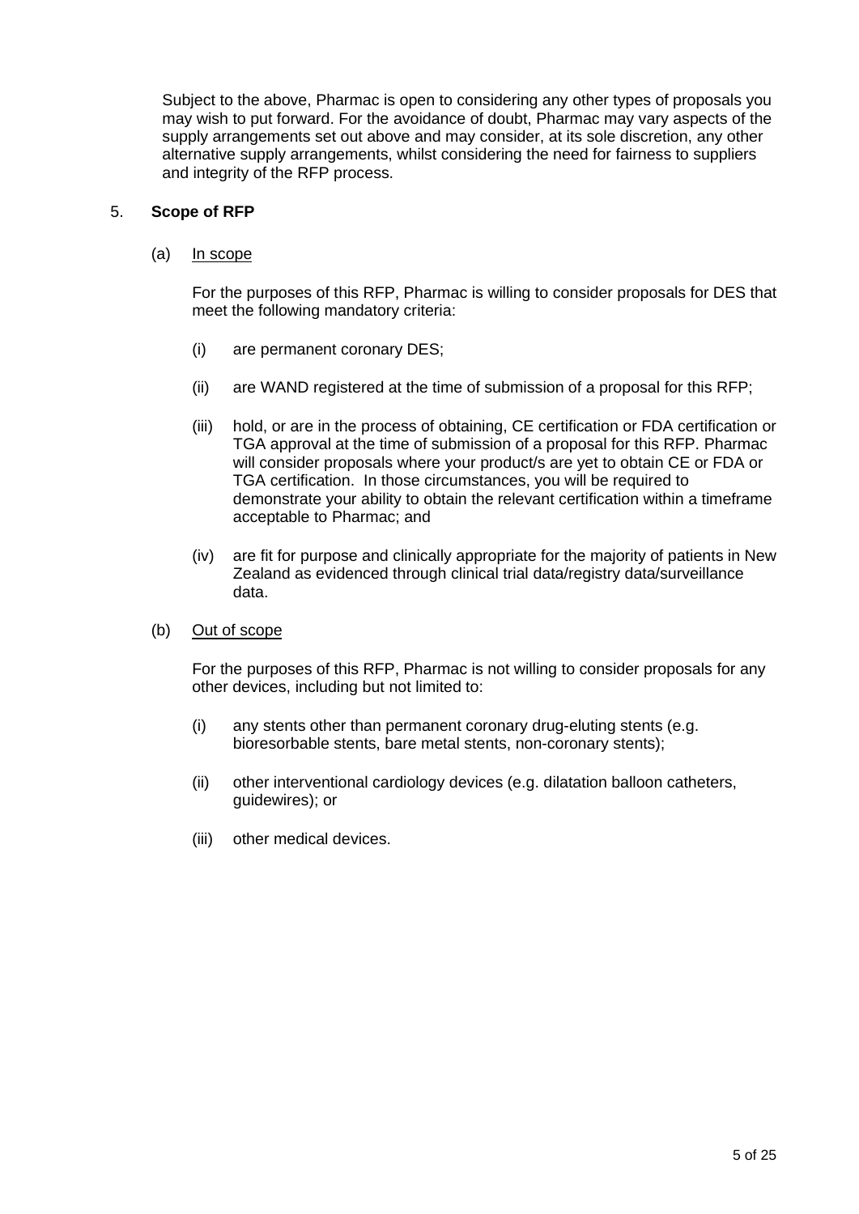Subject to the above, Pharmac is open to considering any other types of proposals you may wish to put forward. For the avoidance of doubt, Pharmac may vary aspects of the supply arrangements set out above and may consider, at its sole discretion, any other alternative supply arrangements, whilst considering the need for fairness to suppliers and integrity of the RFP process.

## 5. Scope of RFP

### (a) In scope

For the purposes of this RFP, Pharmac is willing to consider proposals for DES that meet the following mandatory criteria:

(i) are permanent coronary DES;

(ii) are WAND registered at the time of submission of a proposal for this RFP;

(iii) hold, or are in the process of obtaining, CE certification or FDA certification or TGA approval at the time of submission of a proposal for this RFP. Pharmac will consider proposals where your product/s are yet to obtain CE or FDA or TGA certification. In those circumstances, you will be required to demonstrate your ability to obtain the relevant certification within a timeframe acceptable to Pharmac; and

(iv) are fit for purpose and clinically appropriate for the majority of patients in New Zealand as evidenced through clinical trial data/registry data/surveillance data.

### (b) Out of scope

For the purposes of this RFP, Pharmac is not willing to consider proposals for any other devices, including but not limited to:

(i) any stents other than permanent coronary drug-eluting stents (e.g. bioresorbable stents, bare metal stents, non-coronary stents);

(ii) other interventional cardiology devices (e.g. dilatation balloon catheters, guidewires); or

(iii) other medical devices.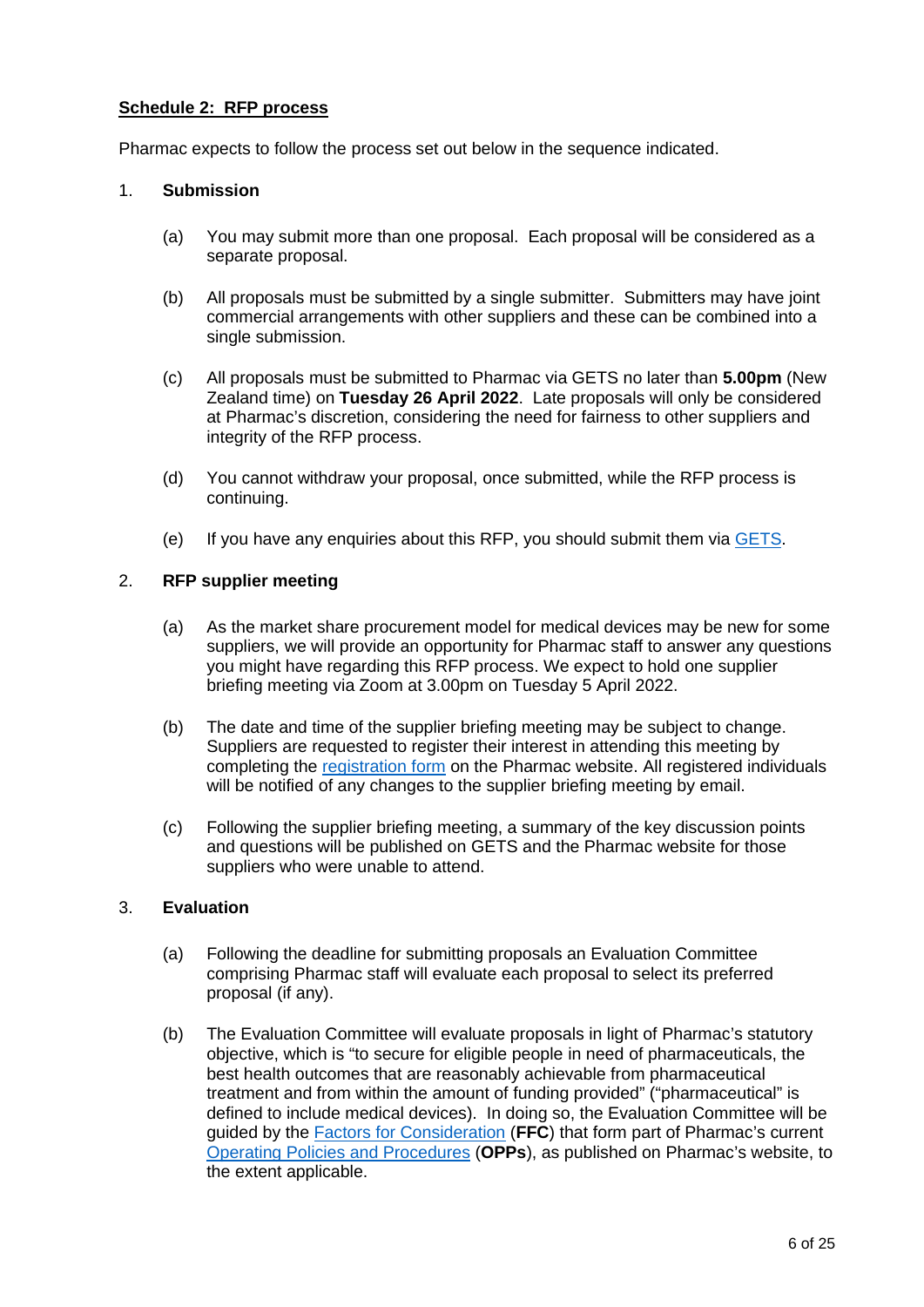**Schedule 2: RFP process**

Pharmac expects to follow the process set out below in the sequence indicated.

1. **Submission**

   (a) You may submit more than one proposal. Each proposal will be considered as a separate proposal.

   (b) All proposals must be submitted by a single submitter. Submitters may have joint commercial arrangements with other suppliers and these can be combined into a single submission.

   (c) All proposals must be submitted to Pharmac via GETS no later than **5.00pm** (New Zealand time) on **Tuesday 26 April 2022**. Late proposals will only be considered at Pharmac's discretion, considering the need for fairness to other suppliers and integrity of the RFP process.

   (d) You cannot withdraw your proposal, once submitted, while the RFP process is continuing.

   (e) If you have any enquiries about this RFP, you should submit them via GETS.

2. **RFP supplier meeting**

   (a) As the market share procurement model for medical devices may be new for some suppliers, we will provide an opportunity for Pharmac staff to answer any questions you might have regarding this RFP process. We expect to hold one supplier briefing meeting via Zoom at 3.00pm on Tuesday 5 April 2022.

   (b) The date and time of the supplier briefing meeting may be subject to change. Suppliers are requested to register their interest in attending this meeting by completing the registration form on the Pharmac website. All registered individuals will be notified of any changes to the supplier briefing meeting by email.

   (c) Following the supplier briefing meeting, a summary of the key discussion points and questions will be published on GETS and the Pharmac website for those suppliers who were unable to attend.

3. **Evaluation**

   (a) Following the deadline for submitting proposals an Evaluation Committee comprising Pharmac staff will evaluate each proposal to select its preferred proposal (if any).

   (b) The Evaluation Committee will evaluate proposals in light of Pharmac's statutory objective, which is "to secure for eligible people in need of pharmaceuticals, the best health outcomes that are reasonably achievable from pharmaceutical treatment and from within the amount of funding provided" ("pharmaceutical" is defined to include medical devices). In doing so, the Evaluation Committee will be guided by the Factors for Consideration (**FFC**) that form part of Pharmac's current Operating Policies and Procedures (**OPPs**), as published on Pharmac's website, to the extent applicable.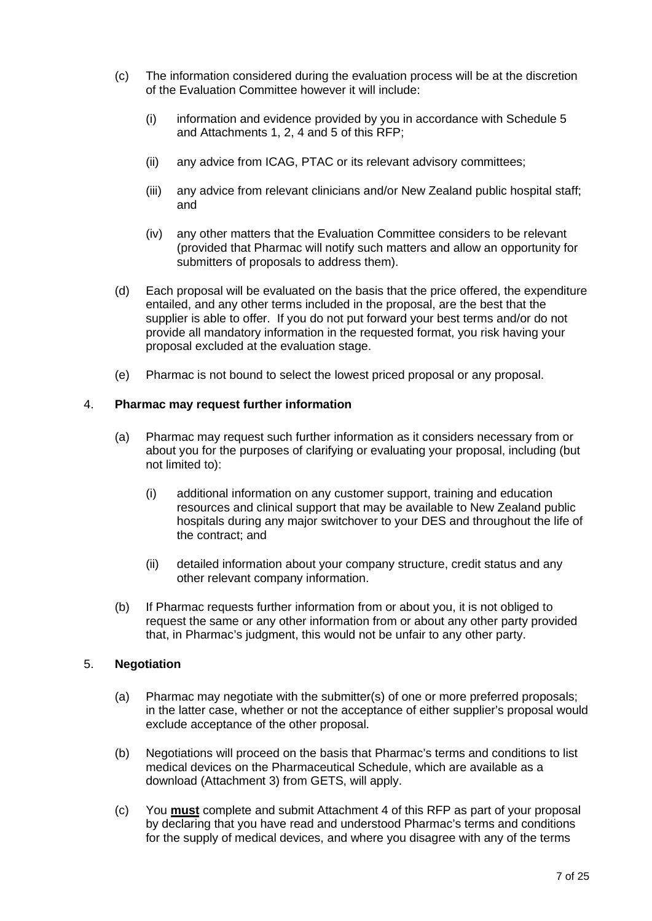(c) The information considered during the evaluation process will be at the discretion of the Evaluation Committee however it will include:

  (i) information and evidence provided by you in accordance with Schedule 5 and Attachments 1, 2, 4 and 5 of this RFP;

  (ii) any advice from ICAG, PTAC or its relevant advisory committees;

  (iii) any advice from relevant clinicians and/or New Zealand public hospital staff; and

  (iv) any other matters that the Evaluation Committee considers to be relevant (provided that Pharmac will notify such matters and allow an opportunity for submitters of proposals to address them).

(d) Each proposal will be evaluated on the basis that the price offered, the expenditure entailed, and any other terms included in the proposal, are the best that the supplier is able to offer. If you do not put forward your best terms and/or do not provide all mandatory information in the requested format, you risk having your proposal excluded at the evaluation stage.

(e) Pharmac is not bound to select the lowest priced proposal or any proposal.

4. **Pharmac may request further information**

(a) Pharmac may request such further information as it considers necessary from or about you for the purposes of clarifying or evaluating your proposal, including (but not limited to):

  (i) additional information on any customer support, training and education resources and clinical support that may be available to New Zealand public hospitals during any major switchover to your DES and throughout the life of the contract; and

  (ii) detailed information about your company structure, credit status and any other relevant company information.

(b) If Pharmac requests further information from or about you, it is not obliged to request the same or any other information from or about any other party provided that, in Pharmac's judgment, this would not be unfair to any other party.

5. **Negotiation**

(a) Pharmac may negotiate with the submitter(s) of one or more preferred proposals; in the latter case, whether or not the acceptance of either supplier's proposal would exclude acceptance of the other proposal.

(b) Negotiations will proceed on the basis that Pharmac's terms and conditions to list medical devices on the Pharmaceutical Schedule, which are available as a download (Attachment 3) from GETS, will apply.

(c) You **<u>must</u>** complete and submit Attachment 4 of this RFP as part of your proposal by declaring that you have read and understood Pharmac's terms and conditions for the supply of medical devices, and where you disagree with any of the terms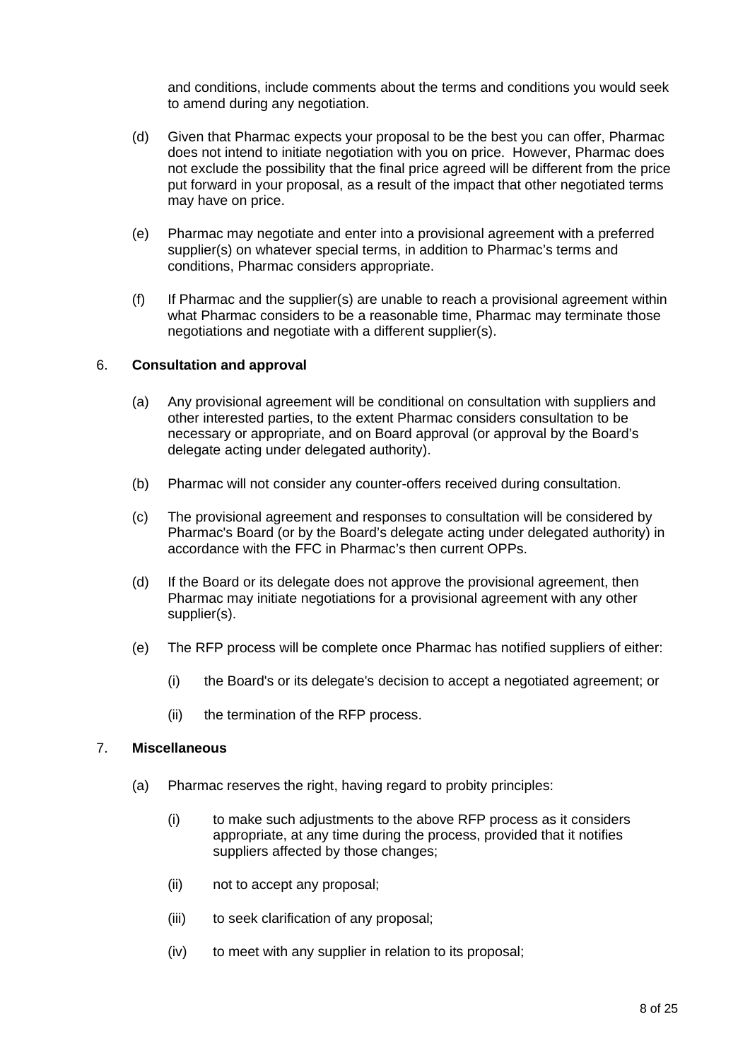and conditions, include comments about the terms and conditions you would seek to amend during any negotiation.

(d) Given that Pharmac expects your proposal to be the best you can offer, Pharmac does not intend to initiate negotiation with you on price. However, Pharmac does not exclude the possibility that the final price agreed will be different from the price put forward in your proposal, as a result of the impact that other negotiated terms may have on price.

(e) Pharmac may negotiate and enter into a provisional agreement with a preferred supplier(s) on whatever special terms, in addition to Pharmac's terms and conditions, Pharmac considers appropriate.

(f) If Pharmac and the supplier(s) are unable to reach a provisional agreement within what Pharmac considers to be a reasonable time, Pharmac may terminate those negotiations and negotiate with a different supplier(s).

6. **Consultation and approval**

(a) Any provisional agreement will be conditional on consultation with suppliers and other interested parties, to the extent Pharmac considers consultation to be necessary or appropriate, and on Board approval (or approval by the Board's delegate acting under delegated authority).

(b) Pharmac will not consider any counter-offers received during consultation.

(c) The provisional agreement and responses to consultation will be considered by Pharmac's Board (or by the Board's delegate acting under delegated authority) in accordance with the FFC in Pharmac's then current OPPs.

(d) If the Board or its delegate does not approve the provisional agreement, then Pharmac may initiate negotiations for a provisional agreement with any other supplier(s).

(e) The RFP process will be complete once Pharmac has notified suppliers of either:

  (i) the Board's or its delegate's decision to accept a negotiated agreement; or

  (ii) the termination of the RFP process.

7. **Miscellaneous**

(a) Pharmac reserves the right, having regard to probity principles:

  (i) to make such adjustments to the above RFP process as it considers appropriate, at any time during the process, provided that it notifies suppliers affected by those changes;

  (ii) not to accept any proposal;

  (iii) to seek clarification of any proposal;

  (iv) to meet with any supplier in relation to its proposal;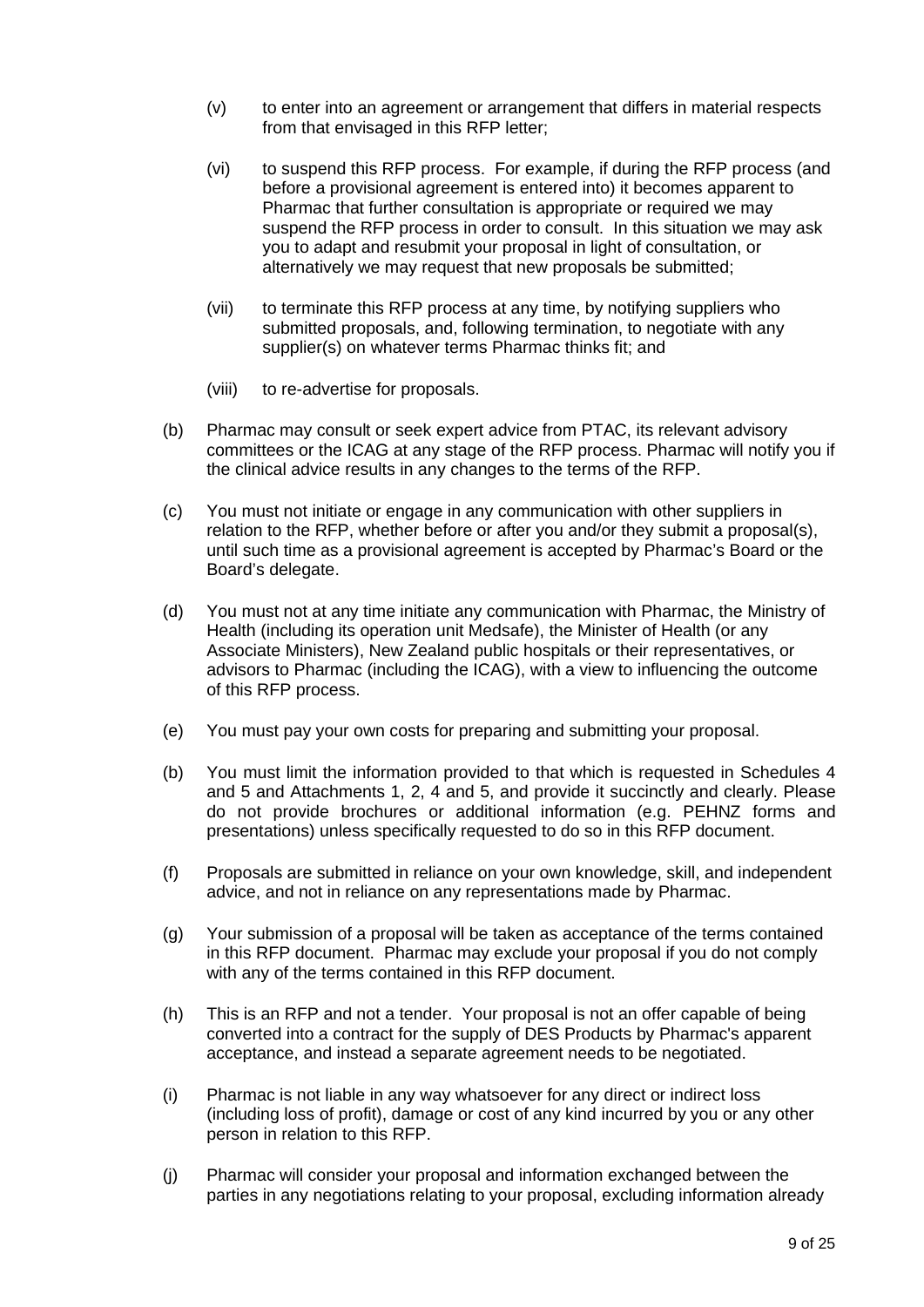(v) to enter into an agreement or arrangement that differs in material respects from that envisaged in this RFP letter;

(vi) to suspend this RFP process. For example, if during the RFP process (and before a provisional agreement is entered into) it becomes apparent to Pharmac that further consultation is appropriate or required we may suspend the RFP process in order to consult. In this situation we may ask you to adapt and resubmit your proposal in light of consultation, or alternatively we may request that new proposals be submitted;

(vii) to terminate this RFP process at any time, by notifying suppliers who submitted proposals, and, following termination, to negotiate with any supplier(s) on whatever terms Pharmac thinks fit; and

(viii) to re-advertise for proposals.

(b) Pharmac may consult or seek expert advice from PTAC, its relevant advisory committees or the ICAG at any stage of the RFP process. Pharmac will notify you if the clinical advice results in any changes to the terms of the RFP.

(c) You must not initiate or engage in any communication with other suppliers in relation to the RFP, whether before or after you and/or they submit a proposal(s), until such time as a provisional agreement is accepted by Pharmac's Board or the Board's delegate.

(d) You must not at any time initiate any communication with Pharmac, the Ministry of Health (including its operation unit Medsafe), the Minister of Health (or any Associate Ministers), New Zealand public hospitals or their representatives, or advisors to Pharmac (including the ICAG), with a view to influencing the outcome of this RFP process.

(e) You must pay your own costs for preparing and submitting your proposal.

(b) You must limit the information provided to that which is requested in Schedules 4 and 5 and Attachments 1, 2, 4 and 5, and provide it succinctly and clearly. Please do not provide brochures or additional information (e.g. PEHNZ forms and presentations) unless specifically requested to do so in this RFP document.

(f) Proposals are submitted in reliance on your own knowledge, skill, and independent advice, and not in reliance on any representations made by Pharmac.

(g) Your submission of a proposal will be taken as acceptance of the terms contained in this RFP document. Pharmac may exclude your proposal if you do not comply with any of the terms contained in this RFP document.

(h) This is an RFP and not a tender. Your proposal is not an offer capable of being converted into a contract for the supply of DES Products by Pharmac's apparent acceptance, and instead a separate agreement needs to be negotiated.

(i) Pharmac is not liable in any way whatsoever for any direct or indirect loss (including loss of profit), damage or cost of any kind incurred by you or any other person in relation to this RFP.

(j) Pharmac will consider your proposal and information exchanged between the parties in any negotiations relating to your proposal, excluding information already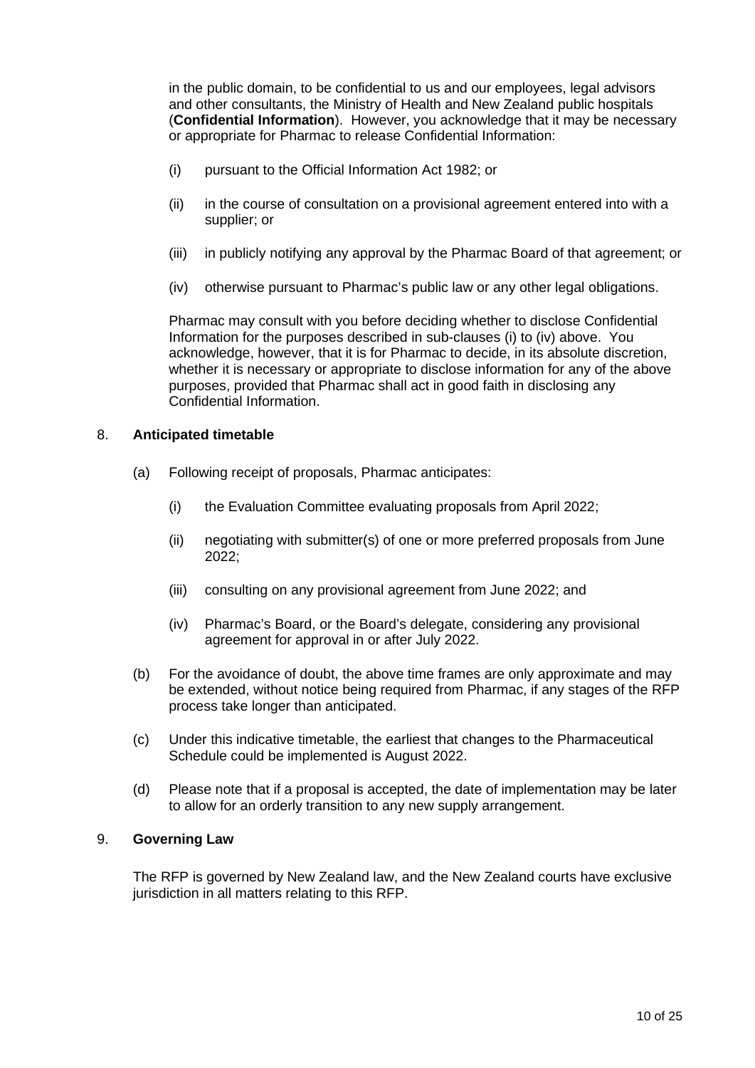in the public domain, to be confidential to us and our employees, legal advisors and other consultants, the Ministry of Health and New Zealand public hospitals (**Confidential Information**). However, you acknowledge that it may be necessary or appropriate for Pharmac to release Confidential Information:

(i) pursuant to the Official Information Act 1982; or

(ii) in the course of consultation on a provisional agreement entered into with a supplier; or

(iii) in publicly notifying any approval by the Pharmac Board of that agreement; or

(iv) otherwise pursuant to Pharmac's public law or any other legal obligations.

Pharmac may consult with you before deciding whether to disclose Confidential Information for the purposes described in sub-clauses (i) to (iv) above. You acknowledge, however, that it is for Pharmac to decide, in its absolute discretion, whether it is necessary or appropriate to disclose information for any of the above purposes, provided that Pharmac shall act in good faith in disclosing any Confidential Information.

8. **Anticipated timetable**

(a) Following receipt of proposals, Pharmac anticipates:

(i) the Evaluation Committee evaluating proposals from April 2022;

(ii) negotiating with submitter(s) of one or more preferred proposals from June 2022;

(iii) consulting on any provisional agreement from June 2022; and

(iv) Pharmac's Board, or the Board's delegate, considering any provisional agreement for approval in or after July 2022.

(b) For the avoidance of doubt, the above time frames are only approximate and may be extended, without notice being required from Pharmac, if any stages of the RFP process take longer than anticipated.

(c) Under this indicative timetable, the earliest that changes to the Pharmaceutical Schedule could be implemented is August 2022.

(d) Please note that if a proposal is accepted, the date of implementation may be later to allow for an orderly transition to any new supply arrangement.

9. **Governing Law**

The RFP is governed by New Zealand law, and the New Zealand courts have exclusive jurisdiction in all matters relating to this RFP.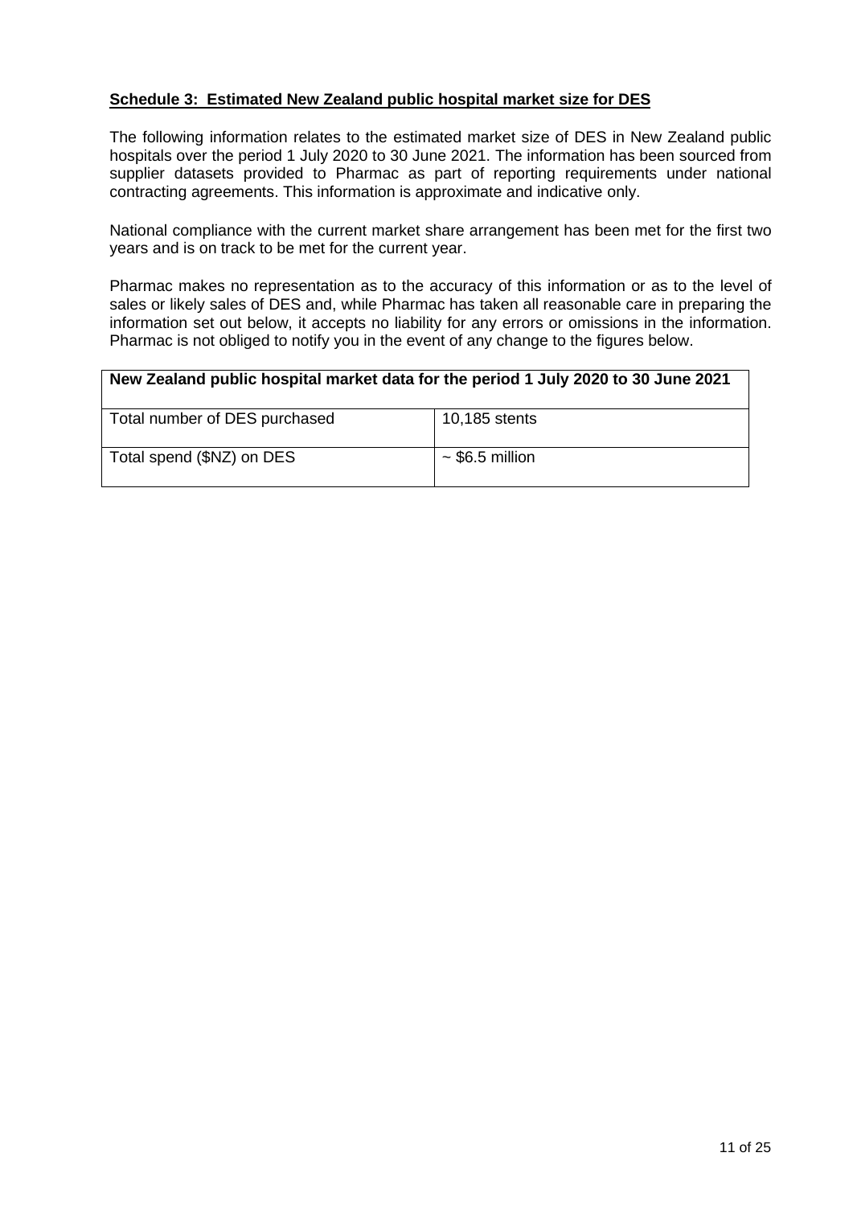**Schedule 3: Estimated New Zealand public hospital market size for DES**

The following information relates to the estimated market size of DES in New Zealand public hospitals over the period 1 July 2020 to 30 June 2021. The information has been sourced from supplier datasets provided to Pharmac as part of reporting requirements under national contracting agreements. This information is approximate and indicative only.

National compliance with the current market share arrangement has been met for the first two years and is on track to be met for the current year.

Pharmac makes no representation as to the accuracy of this information or as to the level of sales or likely sales of DES and, while Pharmac has taken all reasonable care in preparing the information set out below, it accepts no liability for any errors or omissions in the information. Pharmac is not obliged to notify you in the event of any change to the figures below.

| **New Zealand public hospital market data for the period 1 July 2020 to 30 June 2021** | |
|---|---|
| Total number of DES purchased | 10,185 stents |
| Total spend ($NZ) on DES | ~ $6.5 million |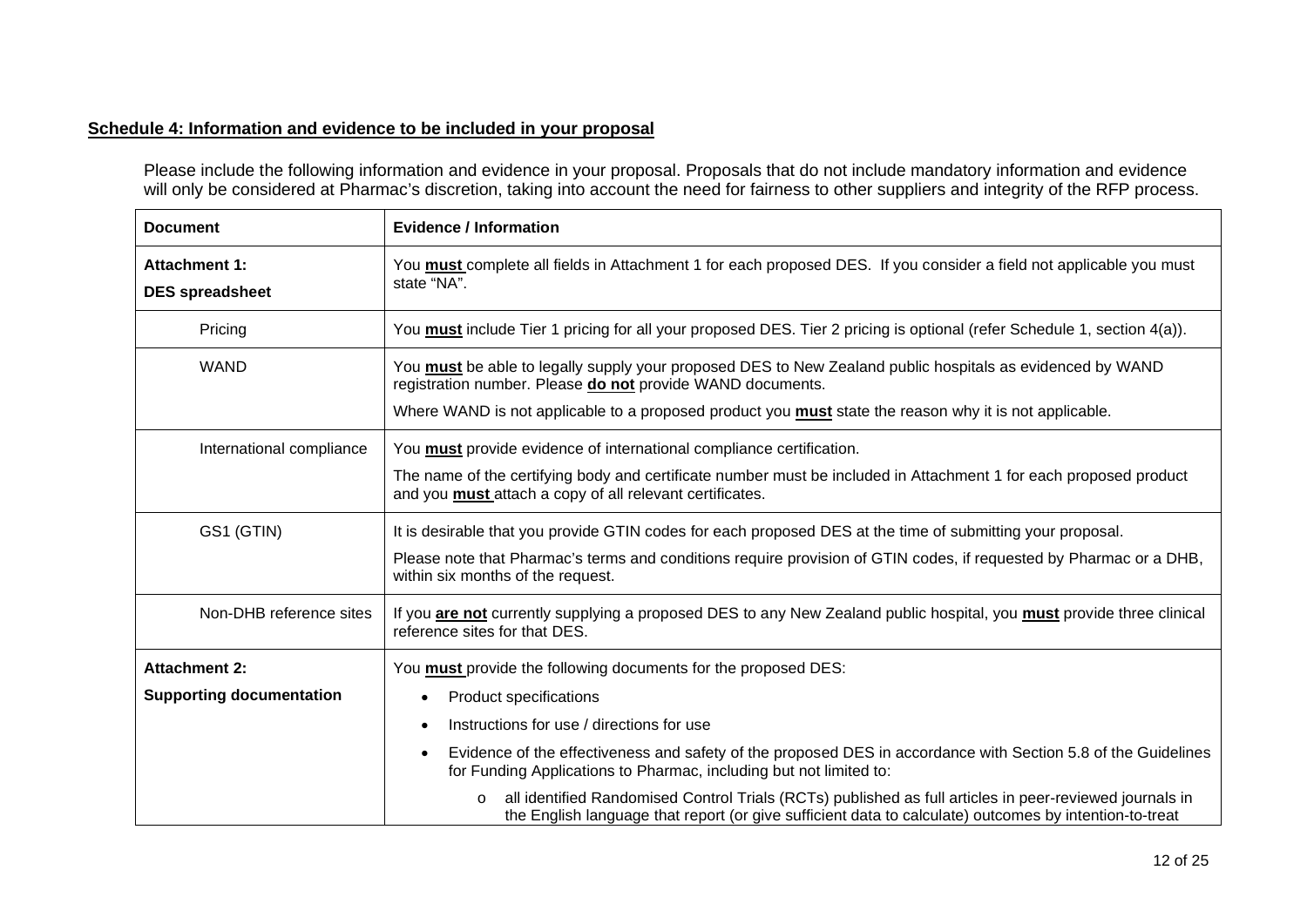**<u>Schedule 4: Information and evidence to be included in your proposal</u>**

Please include the following information and evidence in your proposal. Proposals that do not include mandatory information and evidence will only be considered at Pharmac's discretion, taking into account the need for fairness to other suppliers and integrity of the RFP process.

| Document | Evidence / Information |
| --- | --- |
| **Attachment 1:** **DES spreadsheet** | You **must** complete all fields in Attachment 1 for each proposed DES. If you consider a field not applicable you must state "NA". |
| Pricing | You **must** include Tier 1 pricing for all your proposed DES. Tier 2 pricing is optional (refer Schedule 1, section 4(a)). |
| WAND | You **must** be able to legally supply your proposed DES to New Zealand public hospitals as evidenced by WAND registration number. Please **do not** provide WAND documents. <br> Where WAND is not applicable to a proposed product you **must** state the reason why it is not applicable. |
| International compliance | You **must** provide evidence of international compliance certification. <br> The name of the certifying body and certificate number must be included in Attachment 1 for each proposed product and you **must** attach a copy of all relevant certificates. |
| GS1 (GTIN) | It is desirable that you provide GTIN codes for each proposed DES at the time of submitting your proposal. <br> Please note that Pharmac's terms and conditions require provision of GTIN codes, if requested by Pharmac or a DHB, within six months of the request. |
| Non-DHB reference sites | If you **are not** currently supplying a proposed DES to any New Zealand public hospital, you **must** provide three clinical reference sites for that DES. |
| **Attachment 2:** **Supporting documentation** | You **must** provide the following documents for the proposed DES: <br> • Product specifications <br> • Instructions for use / directions for use <br> • Evidence of the effectiveness and safety of the proposed DES in accordance with Section 5.8 of the Guidelines for Funding Applications to Pharmac, including but not limited to: <br> &nbsp;&nbsp;&nbsp;&nbsp;o all identified Randomised Control Trials (RCTs) published as full articles in peer-reviewed journals in the English language that report (or give sufficient data to calculate) outcomes by intention-to-treat |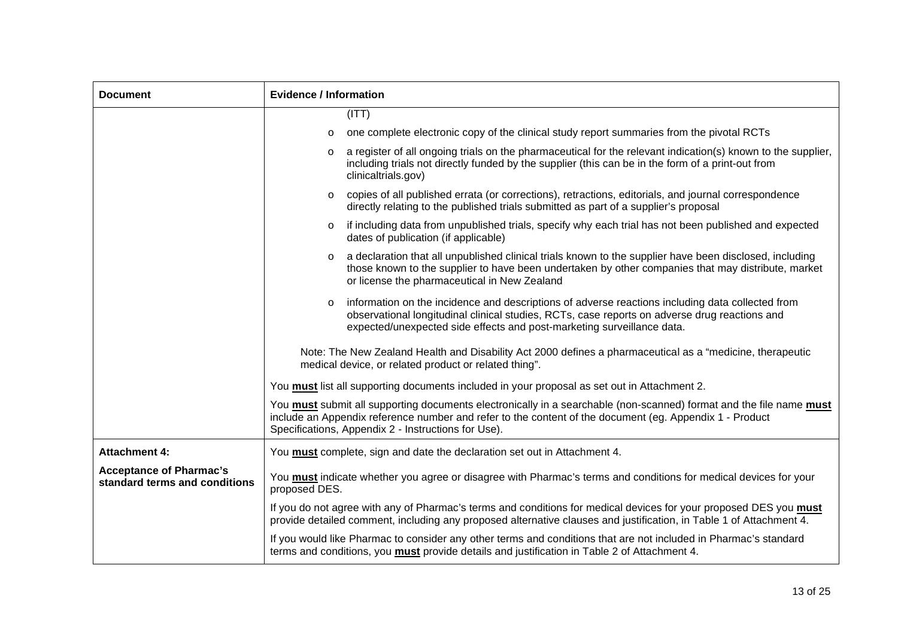| Document | Evidence / Information |
|---|---|
| | (ITT)<br><br>o one complete electronic copy of the clinical study report summaries from the pivotal RCTs<br><br>o a register of all ongoing trials on the pharmaceutical for the relevant indication(s) known to the supplier, including trials not directly funded by the supplier (this can be in the form of a print-out from clinicaltrials.gov)<br><br>o copies of all published errata (or corrections), retractions, editorials, and journal correspondence directly relating to the published trials submitted as part of a supplier's proposal<br><br>o if including data from unpublished trials, specify why each trial has not been published and expected dates of publication (if applicable)<br><br>o a declaration that all unpublished clinical trials known to the supplier have been disclosed, including those known to the supplier to have been undertaken by other companies that may distribute, market or license the pharmaceutical in New Zealand<br><br>o information on the incidence and descriptions of adverse reactions including data collected from observational longitudinal clinical studies, RCTs, case reports on adverse drug reactions and expected/unexpected side effects and post-marketing surveillance data.<br><br>Note: The New Zealand Health and Disability Act 2000 defines a pharmaceutical as a "medicine, therapeutic medical device, or related product or related thing".<br><br>You **must** list all supporting documents included in your proposal as set out in Attachment 2.<br><br>You **must** submit all supporting documents electronically in a searchable (non-scanned) format and the file name **must** include an Appendix reference number and refer to the content of the document (eg. Appendix 1 - Product Specifications, Appendix 2 - Instructions for Use). |
| **Attachment 4:**<br><br>**Acceptance of Pharmac's standard terms and conditions** | You **must** complete, sign and date the declaration set out in Attachment 4.<br><br>You **must** indicate whether you agree or disagree with Pharmac's terms and conditions for medical devices for your proposed DES.<br><br>If you do not agree with any of Pharmac's terms and conditions for medical devices for your proposed DES you **must** provide detailed comment, including any proposed alternative clauses and justification, in Table 1 of Attachment 4.<br><br>If you would like Pharmac to consider any other terms and conditions that are not included in Pharmac's standard terms and conditions, you **must** provide details and justification in Table 2 of Attachment 4. |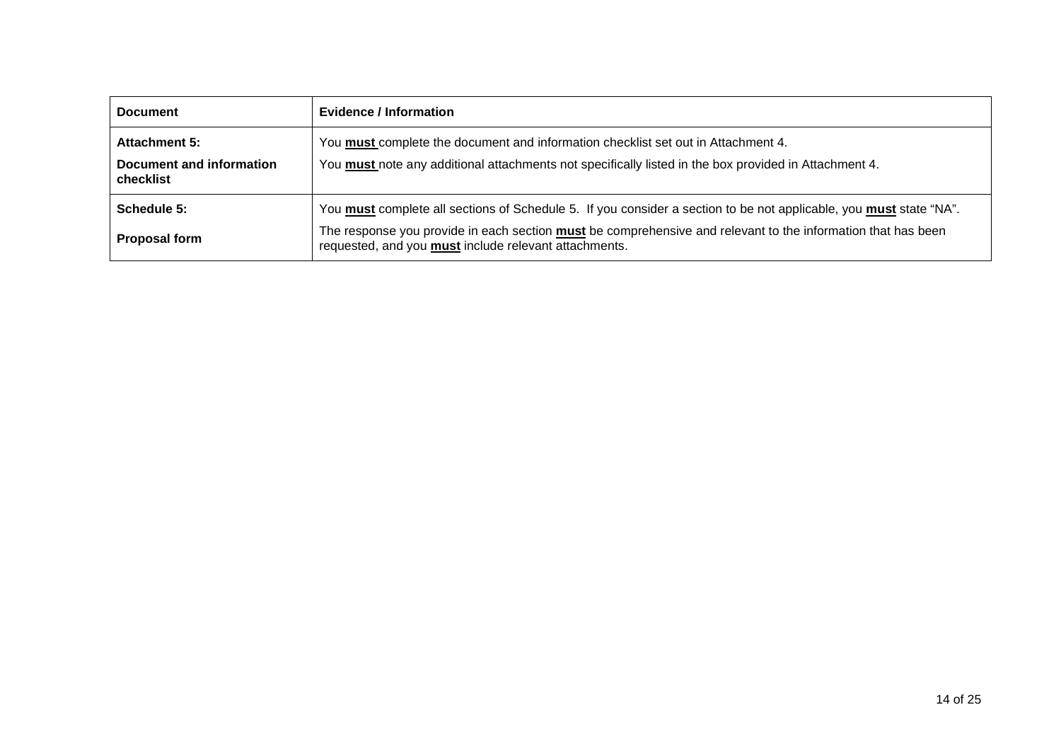| Document | Evidence / Information |
| --- | --- |
| **Attachment 5:**<br><br>**Document and information checklist** | You **<u>must</u>** complete the document and information checklist set out in Attachment 4.<br><br>You **<u>must</u>** note any additional attachments not specifically listed in the box provided in Attachment 4. |
| **Schedule 5:**<br><br>**Proposal form** | You **<u>must</u>** complete all sections of Schedule 5. If you consider a section to be not applicable, you **<u>must</u>** state "NA".<br><br>The response you provide in each section **<u>must</u>** be comprehensive and relevant to the information that has been requested, and you **<u>must</u>** include relevant attachments. |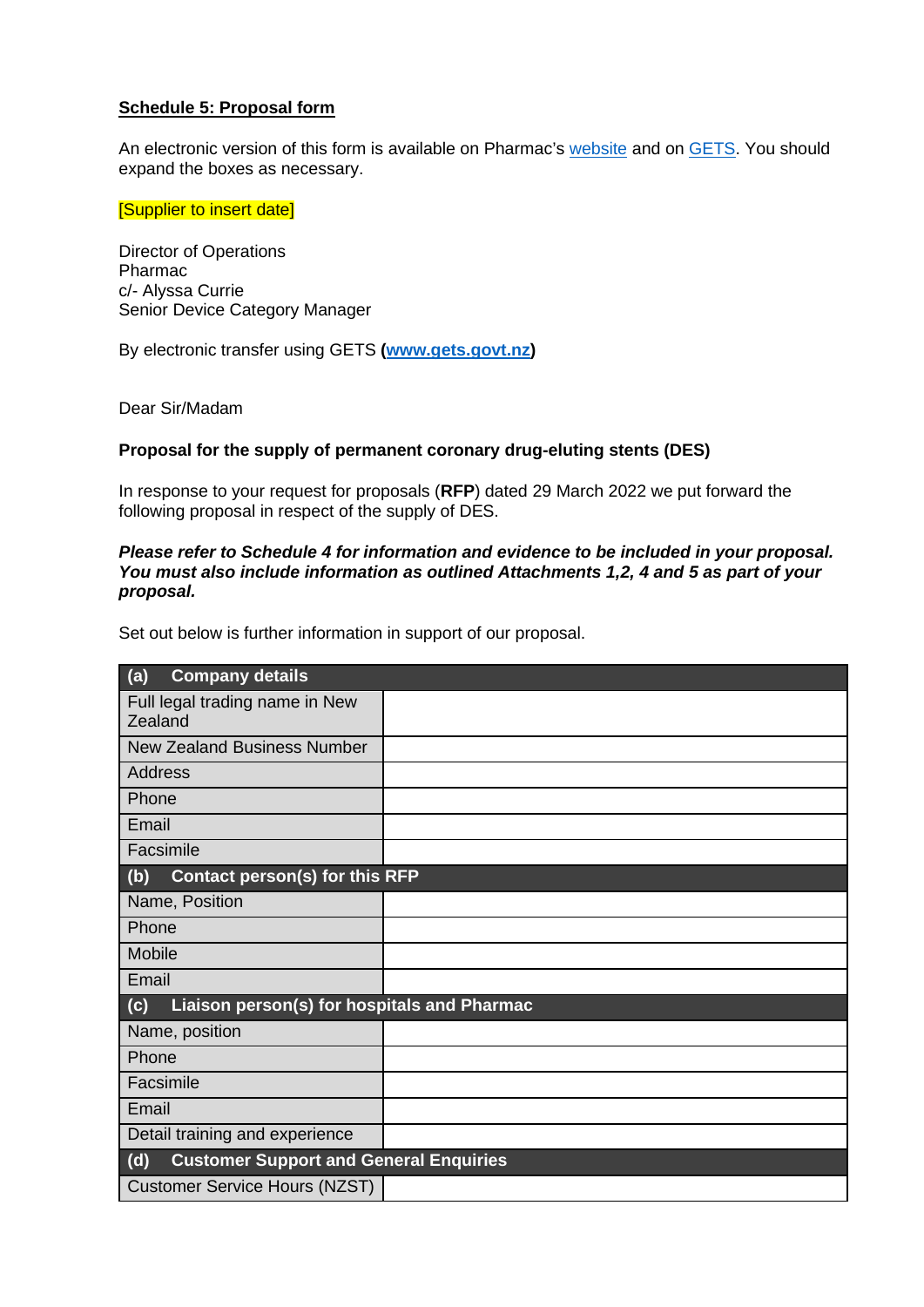**Schedule 5: Proposal form**

An electronic version of this form is available on Pharmac's website and on GETS. You should expand the boxes as necessary.

[Supplier to insert date]

Director of Operations
Pharmac
c/- Alyssa Currie
Senior Device Category Manager

By electronic transfer using GETS (**www.gets.govt.nz**)

Dear Sir/Madam

**Proposal for the supply of permanent coronary drug-eluting stents (DES)**

In response to your request for proposals (**RFP**) dated 29 March 2022 we put forward the following proposal in respect of the supply of DES.

***Please refer to Schedule 4 for information and evidence to be included in your proposal. You must also include information as outlined Attachments 1,2, 4 and 5 as part of your proposal.***

Set out below is further information in support of our proposal.

| **(a) Company details** | |
|---|---|
| Full legal trading name in New Zealand | |
| New Zealand Business Number | |
| Address | |
| Phone | |
| Email | |
| Facsimile | |
| **(b) Contact person(s) for this RFP** | |
| Name, Position | |
| Phone | |
| Mobile | |
| Email | |
| **(c) Liaison person(s) for hospitals and Pharmac** | |
| Name, position | |
| Phone | |
| Facsimile | |
| Email | |
| Detail training and experience | |
| **(d) Customer Support and General Enquiries** | |
| Customer Service Hours (NZST) | |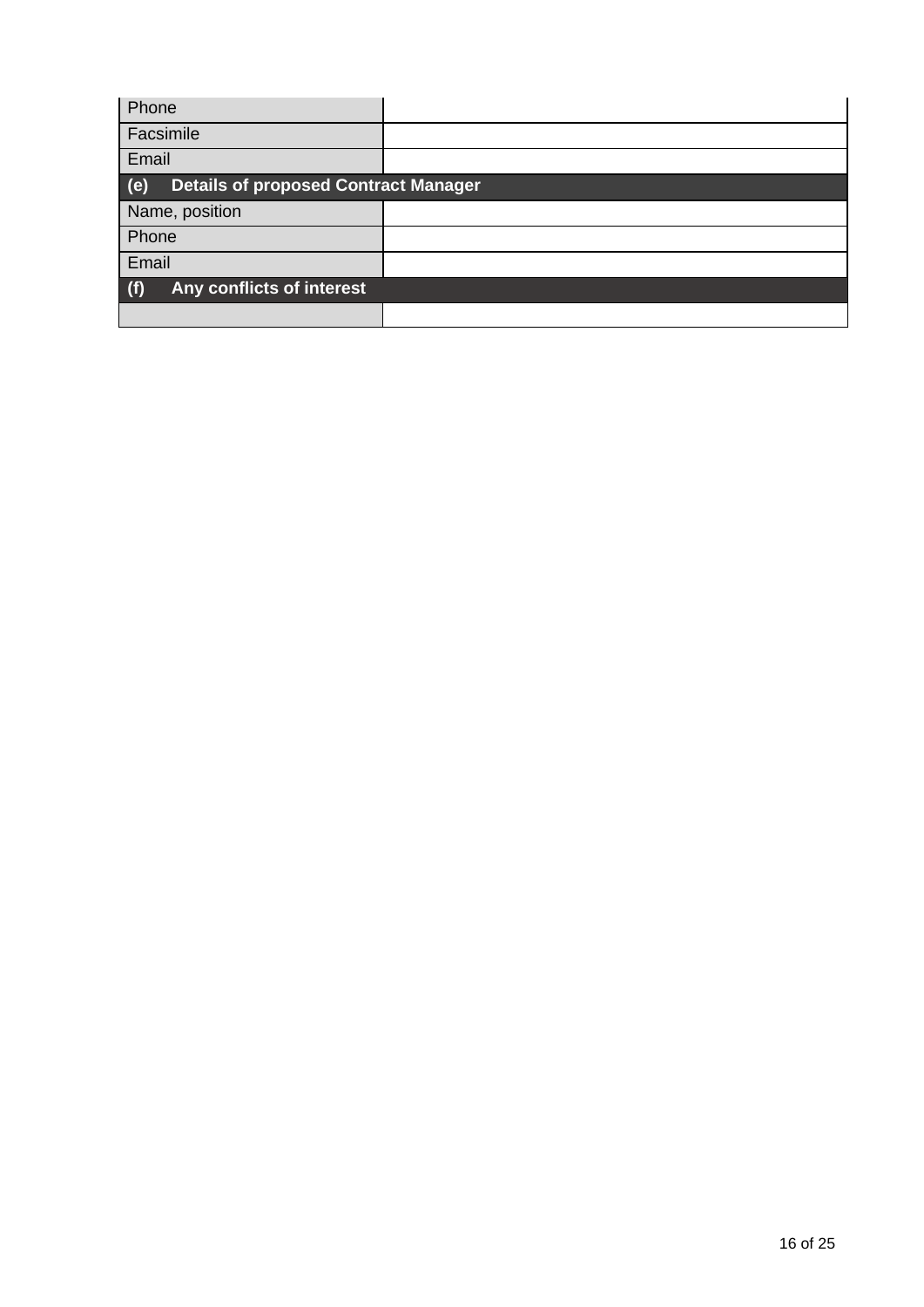| | |
|---|---|
| Phone | |
| Facsimile | |
| Email | |
| **(e) Details of proposed Contract Manager** | |
| Name, position | |
| Phone | |
| Email | |
| **(f) Any conflicts of interest** | |
| | |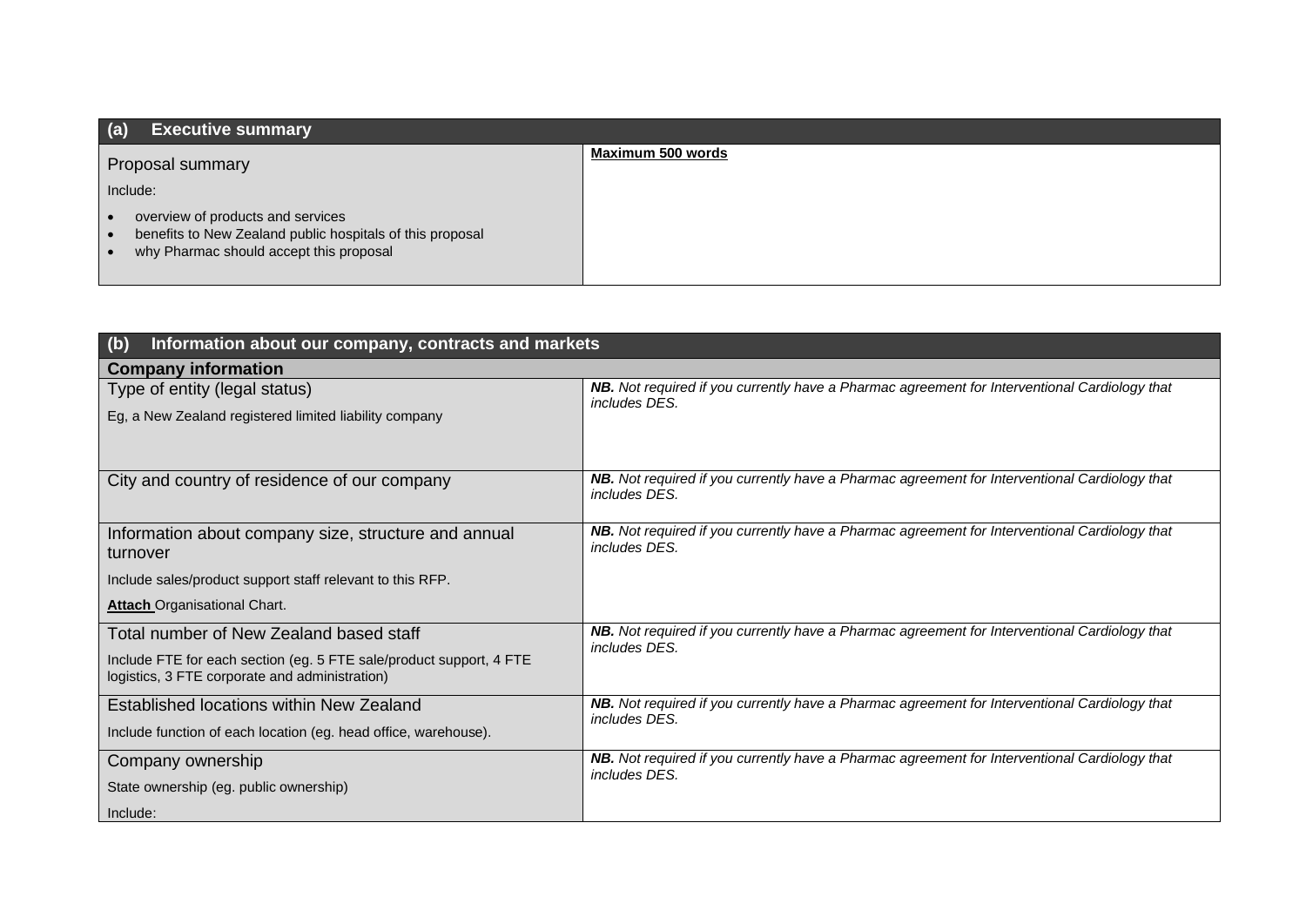| (a) Executive summary | |
|---|---|
| Proposal summary<br><br>Include:<br><br>• overview of products and services<br>• benefits to New Zealand public hospitals of this proposal<br>• why Pharmac should accept this proposal | **Maximum 500 words** |

| (b) Information about our company, contracts and markets | |
|---|---|
| **Company information** | |
| Type of entity (legal status)<br><br>Eg, a New Zealand registered limited liability company | ***NB.*** *Not required if you currently have a Pharmac agreement for Interventional Cardiology that includes DES.* |
| City and country of residence of our company | ***NB.*** *Not required if you currently have a Pharmac agreement for Interventional Cardiology that includes DES.* |
| Information about company size, structure and annual turnover<br><br>Include sales/product support staff relevant to this RFP.<br><br>**Attach** Organisational Chart. | ***NB.*** *Not required if you currently have a Pharmac agreement for Interventional Cardiology that includes DES.* |
| Total number of New Zealand based staff<br><br>Include FTE for each section (eg. 5 FTE sale/product support, 4 FTE logistics, 3 FTE corporate and administration) | ***NB.*** *Not required if you currently have a Pharmac agreement for Interventional Cardiology that includes DES.* |
| Established locations within New Zealand<br><br>Include function of each location (eg. head office, warehouse). | ***NB.*** *Not required if you currently have a Pharmac agreement for Interventional Cardiology that includes DES.* |
| Company ownership<br><br>State ownership (eg. public ownership)<br><br>Include: | ***NB.*** *Not required if you currently have a Pharmac agreement for Interventional Cardiology that includes DES.* |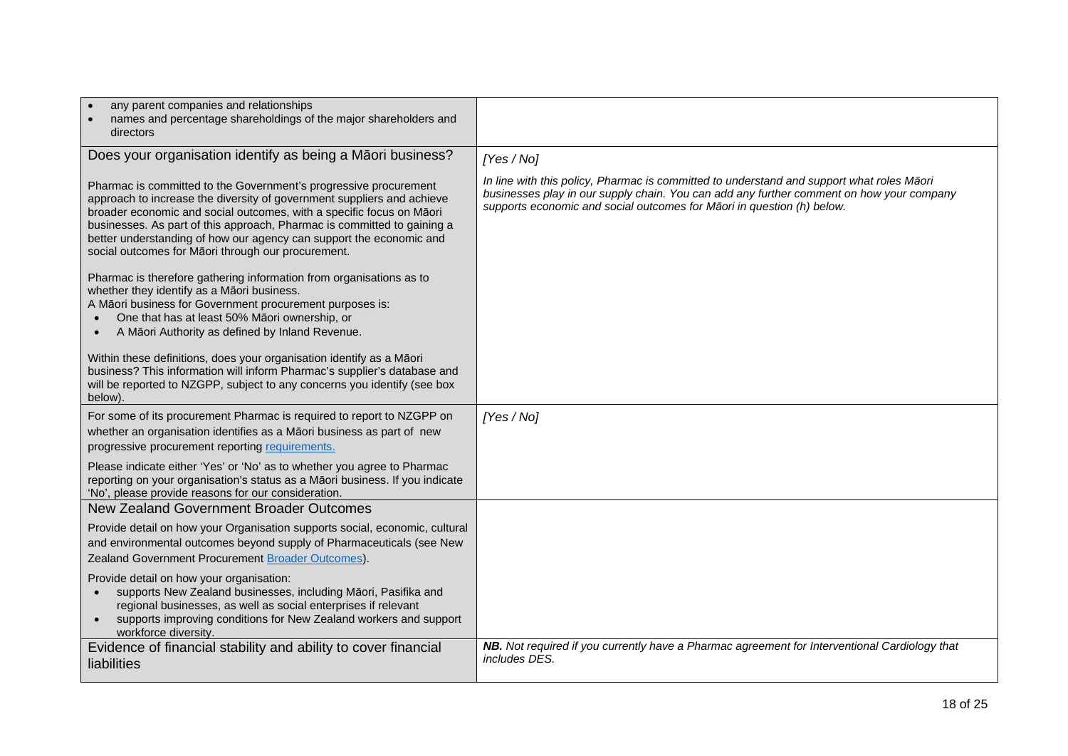| | |
|---|---|
| • any parent companies and relationships<br>• names and percentage shareholdings of the major shareholders and directors | |
| Does your organisation identify as being a Māori business?<br><br>Pharmac is committed to the Government's progressive procurement approach to increase the diversity of government suppliers and achieve broader economic and social outcomes, with a specific focus on Māori businesses. As part of this approach, Pharmac is committed to gaining a better understanding of how our agency can support the economic and social outcomes for Māori through our procurement.<br><br>Pharmac is therefore gathering information from organisations as to whether they identify as a Māori business.<br>A Māori business for Government procurement purposes is:<br>• One that has at least 50% Māori ownership, or<br>• A Māori Authority as defined by Inland Revenue.<br><br>Within these definitions, does your organisation identify as a Māori business? This information will inform Pharmac's supplier's database and will be reported to NZGPP, subject to any concerns you identify (see box below). | *[Yes / No]*<br><br>*In line with this policy, Pharmac is committed to understand and support what roles Māori businesses play in our supply chain. You can add any further comment on how your company supports economic and social outcomes for Māori in question (h) below.* |
| For some of its procurement Pharmac is required to report to NZGPP on whether an organisation identifies as a Māori business as part of new progressive procurement reporting requirements.<br><br>Please indicate either 'Yes' or 'No' as to whether you agree to Pharmac reporting on your organisation's status as a Māori business. If you indicate 'No', please provide reasons for our consideration. | *[Yes / No]* |
| New Zealand Government Broader Outcomes<br><br>Provide detail on how your Organisation supports social, economic, cultural and environmental outcomes beyond supply of Pharmaceuticals (see New Zealand Government Procurement Broader Outcomes).<br><br>Provide detail on how your organisation:<br>• supports New Zealand businesses, including Māori, Pasifika and regional businesses, as well as social enterprises if relevant<br>• supports improving conditions for New Zealand workers and support workforce diversity. | |
| Evidence of financial stability and ability to cover financial liabilities | ***NB.*** *Not required if you currently have a Pharmac agreement for Interventional Cardiology that includes DES.* |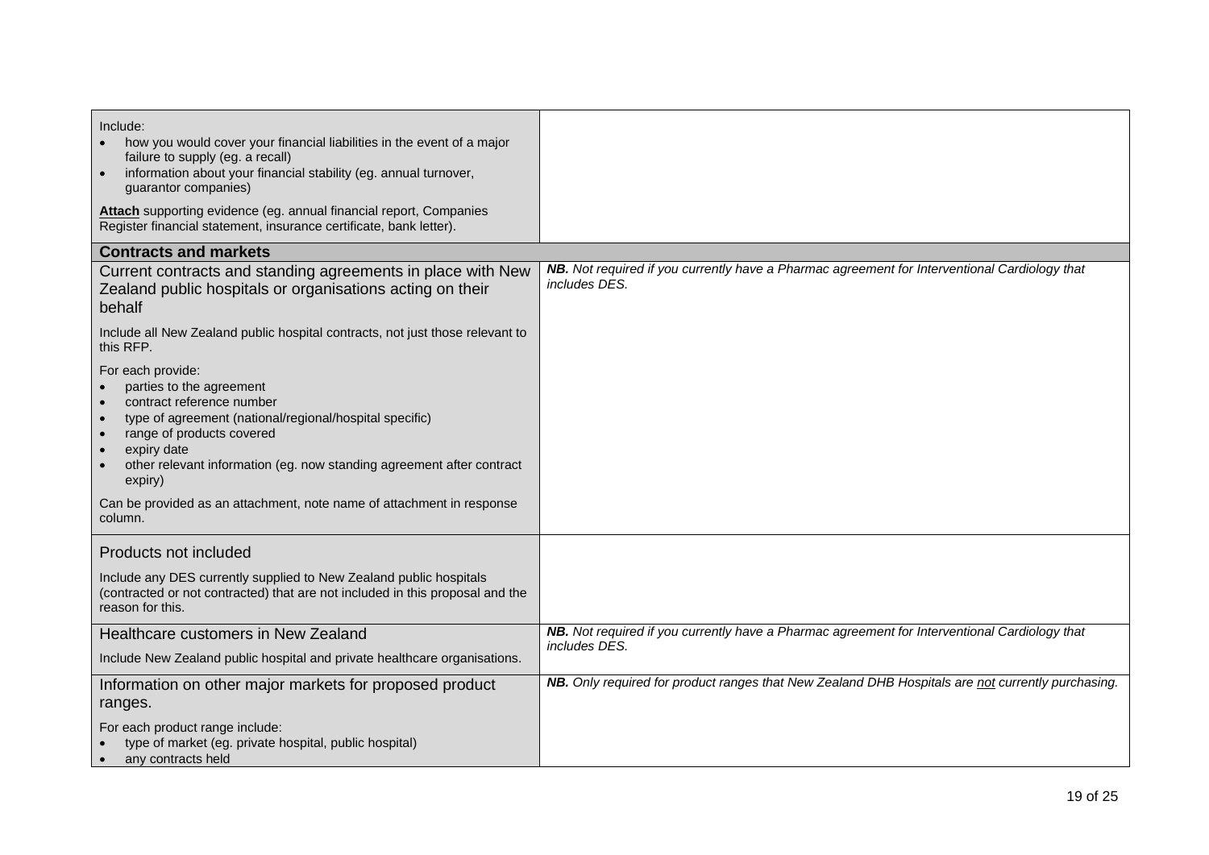| | |
|---|---|
| Include:<br>• how you would cover your financial liabilities in the event of a major failure to supply (eg. a recall)<br>• information about your financial stability (eg. annual turnover, guarantor companies)<br><br>**Attach** supporting evidence (eg. annual financial report, Companies Register financial statement, insurance certificate, bank letter). | |
| **Contracts and markets** | |
| Current contracts and standing agreements in place with New Zealand public hospitals or organisations acting on their behalf<br><br>Include all New Zealand public hospital contracts, not just those relevant to this RFP.<br><br>For each provide:<br>• parties to the agreement<br>• contract reference number<br>• type of agreement (national/regional/hospital specific)<br>• range of products covered<br>• expiry date<br>• other relevant information (eg. now standing agreement after contract expiry)<br><br>Can be provided as an attachment, note name of attachment in response column. | ***NB.*** *Not required if you currently have a Pharmac agreement for Interventional Cardiology that includes DES.* |
| Products not included<br><br>Include any DES currently supplied to New Zealand public hospitals (contracted or not contracted) that are not included in this proposal and the reason for this. | |
| Healthcare customers in New Zealand<br><br>Include New Zealand public hospital and private healthcare organisations. | ***NB.*** *Not required if you currently have a Pharmac agreement for Interventional Cardiology that includes DES.* |
| Information on other major markets for proposed product ranges.<br><br>For each product range include:<br>• type of market (eg. private hospital, public hospital)<br>• any contracts held | ***NB.*** *Only required for product ranges that New Zealand DHB Hospitals are <u>not</u> currently purchasing.* |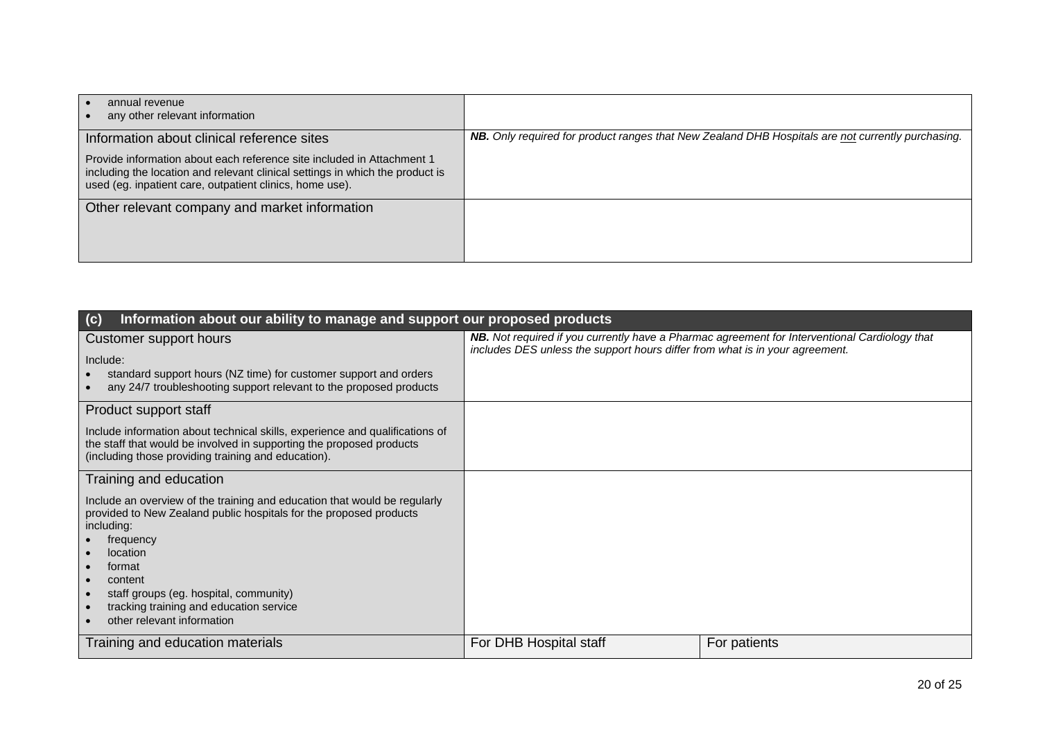| | |
|---|---|
| • annual revenue<br>• any other relevant information | |
| Information about clinical reference sites<br><br>Provide information about each reference site included in Attachment 1 including the location and relevant clinical settings in which the product is used (eg. inpatient care, outpatient clinics, home use). | ***NB.*** *Only required for product ranges that New Zealand DHB Hospitals are not currently purchasing.* |
| Other relevant company and market information | |

| **(c) Information about our ability to manage and support our proposed products** | | |
|---|---|---|
| Customer support hours<br><br>Include:<br>• standard support hours (NZ time) for customer support and orders<br>• any 24/7 troubleshooting support relevant to the proposed products | ***NB.*** *Not required if you currently have a Pharmac agreement for Interventional Cardiology that includes DES unless the support hours differ from what is in your agreement.* | |
| Product support staff<br><br>Include information about technical skills, experience and qualifications of the staff that would be involved in supporting the proposed products (including those providing training and education). | | |
| Training and education<br><br>Include an overview of the training and education that would be regularly provided to New Zealand public hospitals for the proposed products including:<br>• frequency<br>• location<br>• format<br>• content<br>• staff groups (eg. hospital, community)<br>• tracking training and education service<br>• other relevant information | | |
| Training and education materials | For DHB Hospital staff | For patients |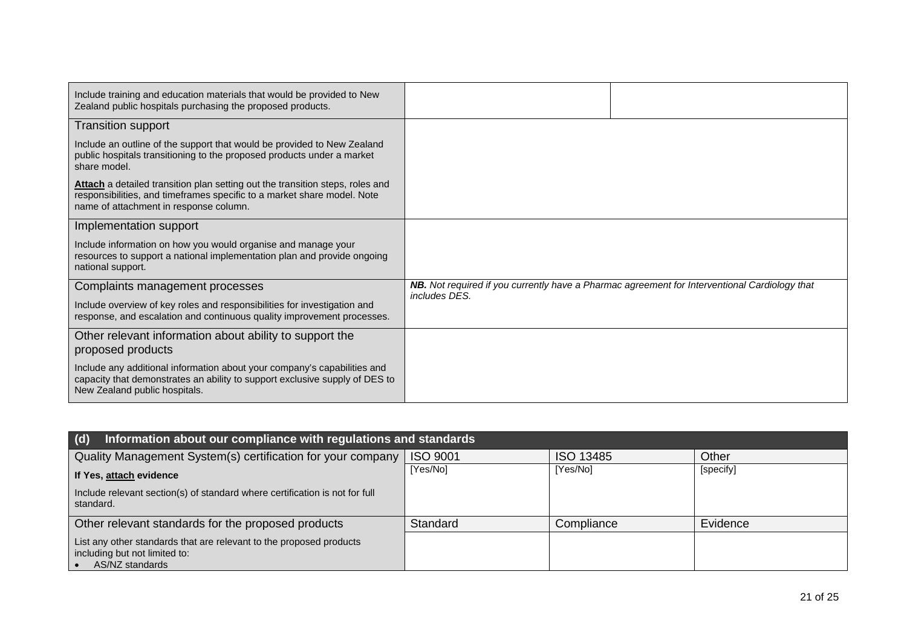| | | |
|---|---|---|
| Include training and education materials that would be provided to New Zealand public hospitals purchasing the proposed products. | | |
| **Transition support**<br><br>Include an outline of the support that would be provided to New Zealand public hospitals transitioning to the proposed products under a market share model.<br><br>**Attach** a detailed transition plan setting out the transition steps, roles and responsibilities, and timeframes specific to a market share model. Note name of attachment in response column. | | |
| **Implementation support**<br><br>Include information on how you would organise and manage your resources to support a national implementation plan and provide ongoing national support. | | |
| **Complaints management processes**<br><br>Include overview of key roles and responsibilities for investigation and response, and escalation and continuous quality improvement processes. | ***NB.*** *Not required if you currently have a Pharmac agreement for Interventional Cardiology that includes DES.* | |
| **Other relevant information about ability to support the proposed products**<br><br>Include any additional information about your company's capabilities and capacity that demonstrates an ability to support exclusive supply of DES to New Zealand public hospitals. | | |

| (d) Information about our compliance with regulations and standards | | | |
|---|---|---|---|
| Quality Management System(s) certification for your company | ISO 9001 | ISO 13485 | Other |
| **If Yes, attach evidence**<br><br>Include relevant section(s) of standard where certification is not for full standard. | [Yes/No] | [Yes/No] | [specify] |
| Other relevant standards for the proposed products | Standard | Compliance | Evidence |
| List any other standards that are relevant to the proposed products including but not limited to:<br>• AS/NZ standards | | | |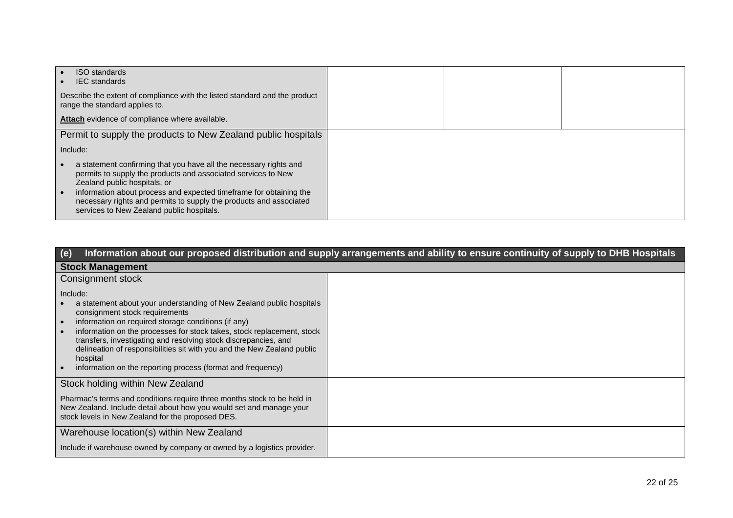| | | | |
|---|---|---|---|
| • ISO standards<br>• IEC standards<br><br>Describe the extent of compliance with the listed standard and the product range the standard applies to.<br><br>**Attach** evidence of compliance where available. | | | |
| Permit to supply the products to New Zealand public hospitals<br><br>Include:<br><br>• a statement confirming that you have all the necessary rights and permits to supply the products and associated services to New Zealand public hospitals, or<br>• information about process and expected timeframe for obtaining the necessary rights and permits to supply the products and associated services to New Zealand public hospitals. | | | |

| **(e) Information about our proposed distribution and supply arrangements and ability to ensure continuity of supply to DHB Hospitals** | |
|---|---|
| **Stock Management** | |
| Consignment stock<br><br>Include:<br>• a statement about your understanding of New Zealand public hospitals consignment stock requirements<br>• information on required storage conditions (if any)<br>• information on the processes for stock takes, stock replacement, stock transfers, investigating and resolving stock discrepancies, and delineation of responsibilities sit with you and the New Zealand public hospital<br>• information on the reporting process (format and frequency) | |
| Stock holding within New Zealand<br><br>Pharmac's terms and conditions require three months stock to be held in New Zealand. Include detail about how you would set and manage your stock levels in New Zealand for the proposed DES. | |
| Warehouse location(s) within New Zealand<br><br>Include if warehouse owned by company or owned by a logistics provider. | |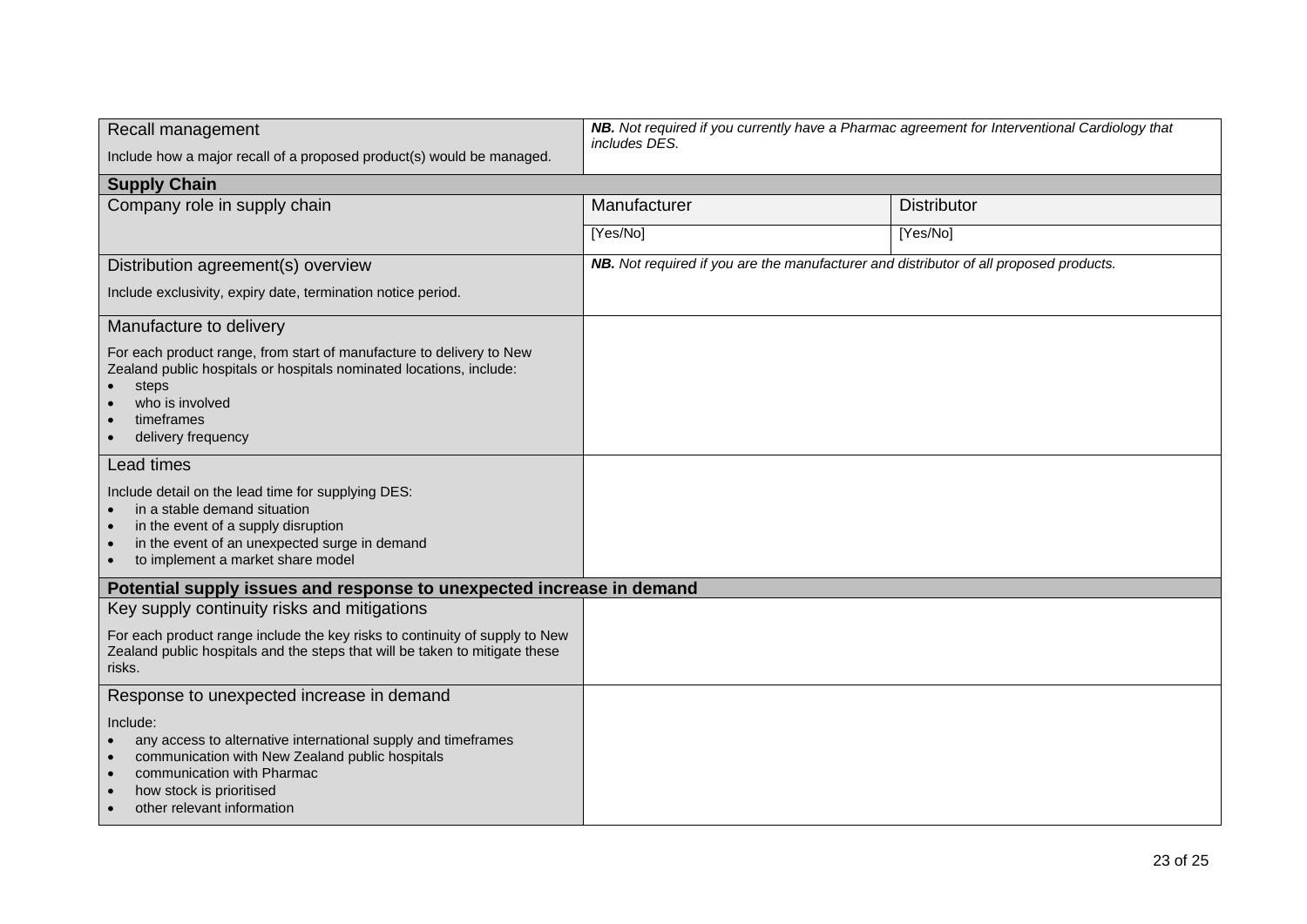| Field | Response | |
|---|---|---|
| Recall management<br><br>Include how a major recall of a proposed product(s) would be managed. | ***NB.** Not required if you currently have a Pharmac agreement for Interventional Cardiology that includes DES.* | |
| **Supply Chain** | | |
| Company role in supply chain | Manufacturer | Distributor |
| | [Yes/No] | [Yes/No] |
| Distribution agreement(s) overview<br><br>Include exclusivity, expiry date, termination notice period. | ***NB.** Not required if you are the manufacturer and distributor of all proposed products.* | |
| Manufacture to delivery<br><br>For each product range, from start of manufacture to delivery to New Zealand public hospitals or hospitals nominated locations, include:<br>• steps<br>• who is involved<br>• timeframes<br>• delivery frequency | | |
| Lead times<br><br>Include detail on the lead time for supplying DES:<br>• in a stable demand situation<br>• in the event of a supply disruption<br>• in the event of an unexpected surge in demand<br>• to implement a market share model | | |
| **Potential supply issues and response to unexpected increase in demand** | | |
| Key supply continuity risks and mitigations<br><br>For each product range include the key risks to continuity of supply to New Zealand public hospitals and the steps that will be taken to mitigate these risks. | | |
| Response to unexpected increase in demand<br><br>Include:<br>• any access to alternative international supply and timeframes<br>• communication with New Zealand public hospitals<br>• communication with Pharmac<br>• how stock is prioritised<br>• other relevant information | | |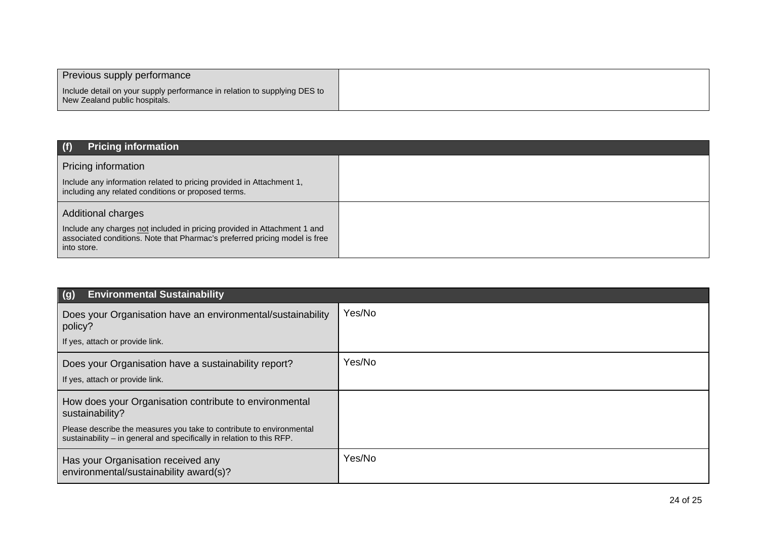| Previous supply performance<br><br>Include detail on your supply performance in relation to supplying DES to New Zealand public hospitals. | |
|---|---|

| (f) Pricing information | |
|---|---|
| Pricing information<br><br>Include any information related to pricing provided in Attachment 1, including any related conditions or proposed terms. | |
| Additional charges<br><br>Include any charges not included in pricing provided in Attachment 1 and associated conditions. Note that Pharmac's preferred pricing model is free into store. | |

| (g) Environmental Sustainability | |
|---|---|
| Does your Organisation have an environmental/sustainability policy?<br><br>If yes, attach or provide link. | Yes/No |
| Does your Organisation have a sustainability report?<br><br>If yes, attach or provide link. | Yes/No |
| How does your Organisation contribute to environmental sustainability?<br><br>Please describe the measures you take to contribute to environmental sustainability – in general and specifically in relation to this RFP. | |
| Has your Organisation received any environmental/sustainability award(s)? | Yes/No |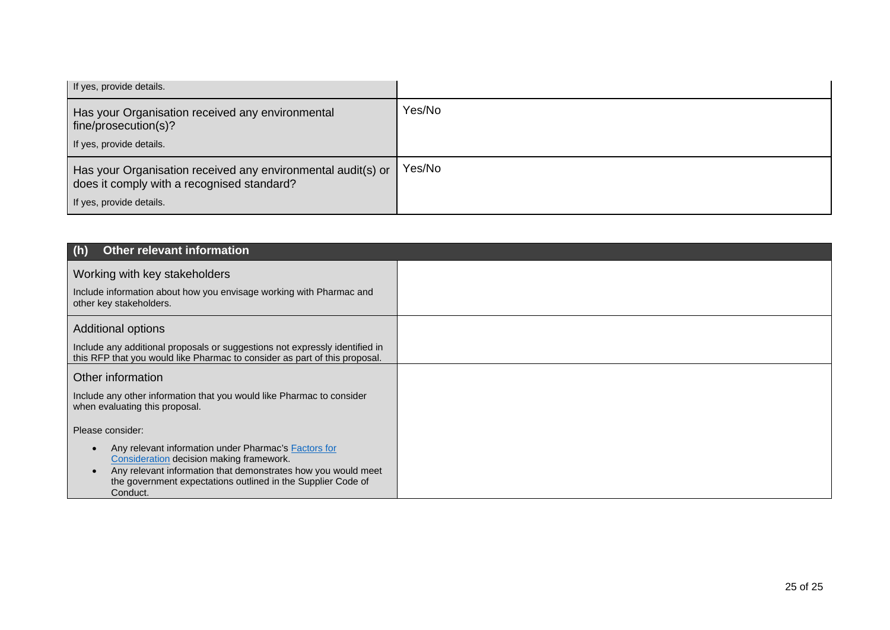| | |
|---|---|
| If yes, provide details. | |
| Has your Organisation received any environmental fine/prosecution(s)?<br><br>If yes, provide details. | Yes/No |
| Has your Organisation received any environmental audit(s) or does it comply with a recognised standard?<br><br>If yes, provide details. | Yes/No |

| **(h) Other relevant information** | |
|---|---|
| Working with key stakeholders<br><br>Include information about how you envisage working with Pharmac and other key stakeholders. | |
| Additional options<br><br>Include any additional proposals or suggestions not expressly identified in this RFP that you would like Pharmac to consider as part of this proposal. | |
| Other information<br><br>Include any other information that you would like Pharmac to consider when evaluating this proposal.<br><br>Please consider:<br><br>• Any relevant information under Pharmac's Factors for Consideration decision making framework.<br>• Any relevant information that demonstrates how you would meet the government expectations outlined in the Supplier Code of Conduct. | |